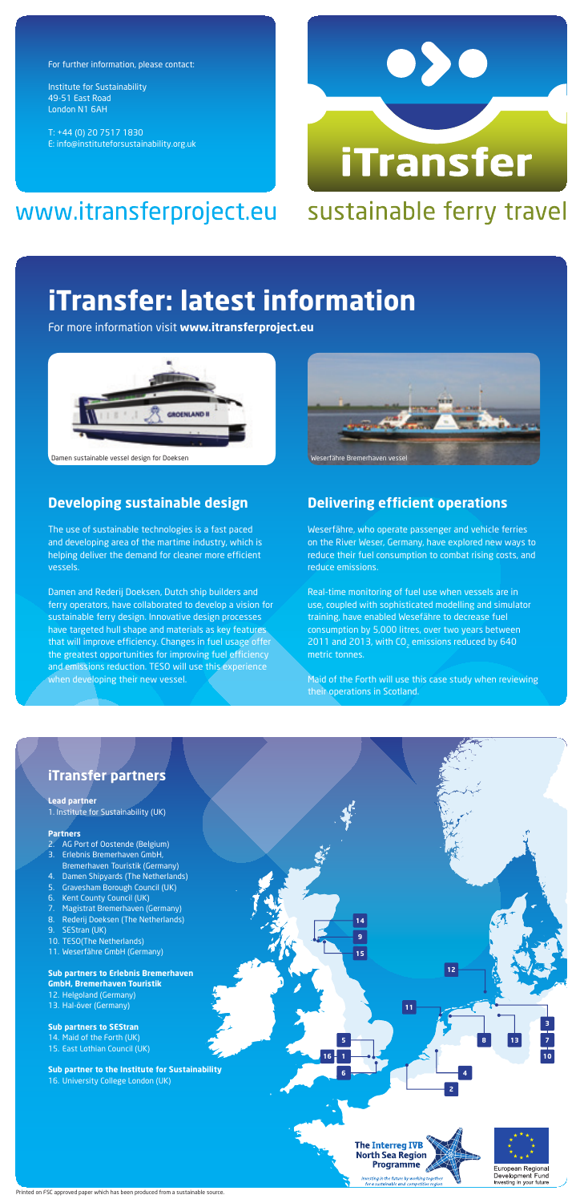For further information, please contact:

Institute for Sustainability
49-51 East Road
London N1 6AH

T: +44 (0) 20 7517 1830
E: info@instituteforsustainability.org.uk

www.itransferproject.eu

iTransfer

sustainable ferry travel

# iTransfer: latest information

For more information visit **www.itransferproject.eu**

Damen sustainable vessel design for Doeksen

Weserfähre Bremerhaven vessel

## Developing sustainable design

The use of sustainable technologies is a fast paced and developing area of the martime industry, which is helping deliver the demand for cleaner more efficient vessels.

Damen and Rederij Doeksen, Dutch ship builders and ferry operators, have collaborated to develop a vision for sustainable ferry design. Innovative design processes have targeted hull shape and materials as key features that will improve efficiency. Changes in fuel usage offer the greatest opportunities for improving fuel efficiency and emissions reduction. TESO will use this experience when developing their new vessel.

## Delivering efficient operations

Weserfähre, who operate passenger and vehicle ferries on the River Weser, Germany, have explored new ways to reduce their fuel consumption to combat rising costs, and reduce emissions.

Real-time monitoring of fuel use when vessels are in use, coupled with sophisticated modelling and simulator training, have enabled Wesefähre to decrease fuel consumption by 5,000 litres, over two years between 2011 and 2013, with $CO_2$ emissions reduced by 640 metric tonnes.

Maid of the Forth will use this case study when reviewing their operations in Scotland.

## iTransfer partners

**Lead partner**

1. Institute for Sustainability (UK)

**Partners**

2. AG Port of Oostende (Belgium)
3. Erlebnis Bremerhaven GmbH, Bremerhaven Touristik (Germany)
4. Damen Shipyards (The Netherlands)
5. Gravesham Borough Council (UK)
6. Kent County Council (UK)
7. Magistrat Bremerhaven (Germany)
8. Rederij Doeksen (The Netherlands)
9. SEStran (UK)
10. TESO(The Netherlands)
11. Weserfähre GmbH (Germany)

**Sub partners to Erlebnis Bremerhaven GmbH, Bremerhaven Touristik**

12. Helgoland (Germany)
13. Hal-över (Germany)

**Sub partners to SEStran**

14. Maid of the Forth (UK)
15. East Lothian Council (UK)

**Sub partner to the Institute for Sustainability**

16. University College London (UK)

The Interreg IVB North Sea Region Programme

Investing in the future by working together for a sustainable and competitive region

European Regional Development Fund
Investing in your future

Printed on FSC approved paper which has been produced from a sustainable source.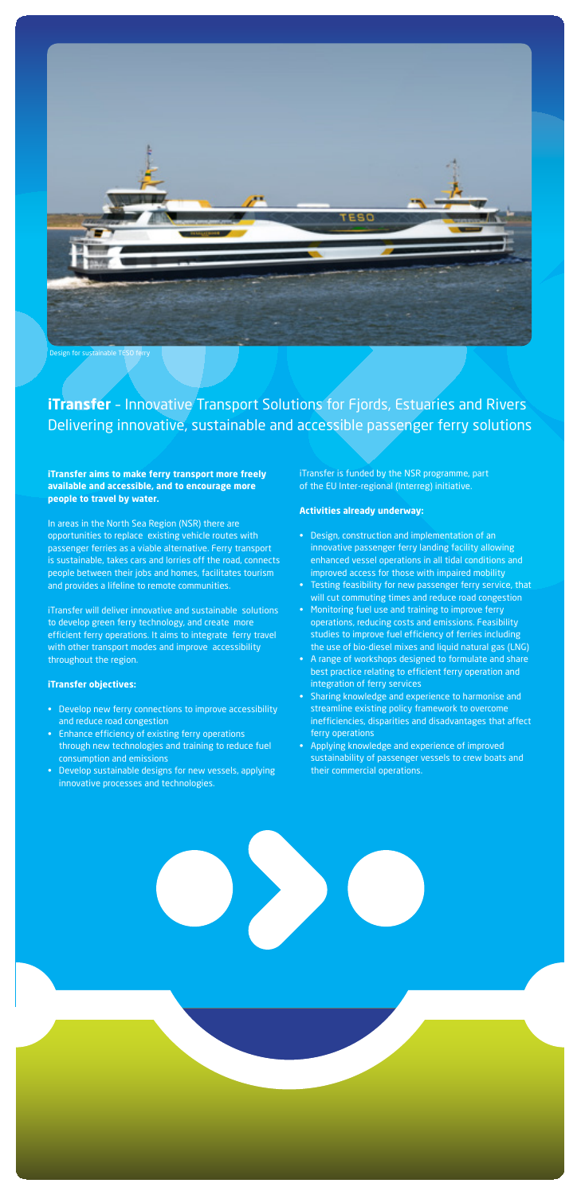Design for sustainable TESO ferry

# **iTransfer** – Innovative Transport Solutions for Fjords, Estuaries and Rivers

## Delivering innovative, sustainable and accessible passenger ferry solutions

**iTransfer aims to make ferry transport more freely available and accessible, and to encourage more people to travel by water.**

In areas in the North Sea Region (NSR) there are opportunities to replace existing vehicle routes with passenger ferries as a viable alternative. Ferry transport is sustainable, takes cars and lorries off the road, connects people between their jobs and homes, facilitates tourism and provides a lifeline to remote communities.

iTransfer will deliver innovative and sustainable solutions to develop green ferry technology, and create more efficient ferry operations. It aims to integrate ferry travel with other transport modes and improve accessibility throughout the region.

### iTransfer objectives:

- Develop new ferry connections to improve accessibility and reduce road congestion
- Enhance efficiency of existing ferry operations through new technologies and training to reduce fuel consumption and emissions
- Develop sustainable designs for new vessels, applying innovative processes and technologies.

iTransfer is funded by the NSR programme, part of the EU Inter-regional (Interreg) initiative.

### Activities already underway:

- Design, construction and implementation of an innovative passenger ferry landing facility allowing enhanced vessel operations in all tidal conditions and improved access for those with impaired mobility
- Testing feasibility for new passenger ferry service, that will cut commuting times and reduce road congestion
- Monitoring fuel use and training to improve ferry operations, reducing costs and emissions. Feasibility studies to improve fuel efficiency of ferries including the use of bio-diesel mixes and liquid natural gas (LNG)
- A range of workshops designed to formulate and share best practice relating to efficient ferry operation and integration of ferry services
- Sharing knowledge and experience to harmonise and streamline existing policy framework to overcome inefficiencies, disparities and disadvantages that affect ferry operations
- Applying knowledge and experience of improved sustainability of passenger vessels to crew boats and their commercial operations.